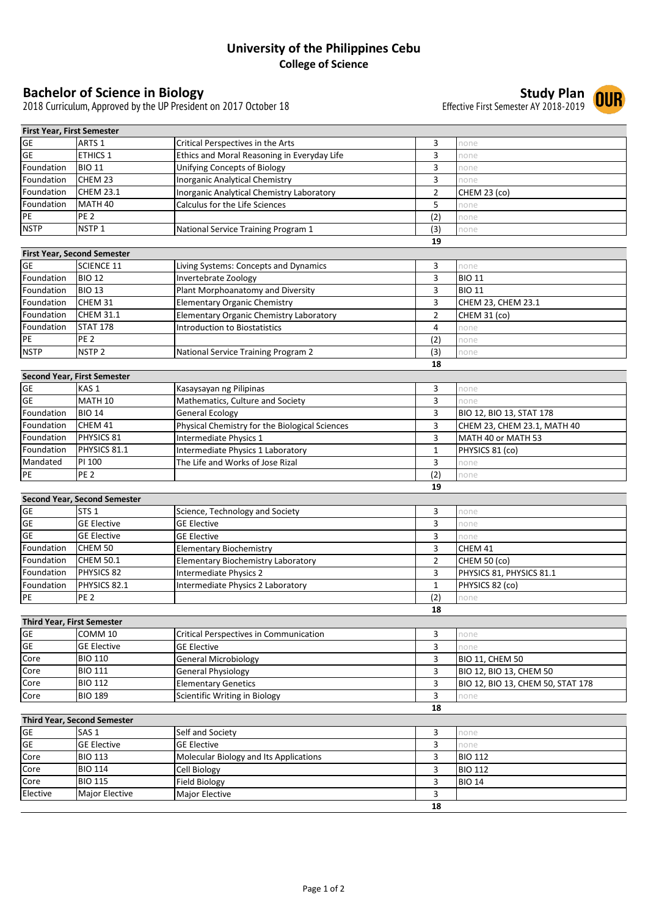# University of the Philippines Cebu
## College of Science

## Bachelor of Science in Biology
2018 Curriculum, Approved by the UP President on 2017 October 18

## Study Plan
Effective First Semester AY 2018-2019

### First Year, First Semester

| | | | | |
|---|---|---|---|---|
| GE | ARTS 1 | Critical Perspectives in the Arts | 3 | none |
| GE | ETHICS 1 | Ethics and Moral Reasoning in Everyday Life | 3 | none |
| Foundation | BIO 11 | Unifying Concepts of Biology | 3 | none |
| Foundation | CHEM 23 | Inorganic Analytical Chemistry | 3 | none |
| Foundation | CHEM 23.1 | Inorganic Analytical Chemistry Laboratory | 2 | CHEM 23 (co) |
| Foundation | MATH 40 | Calculus for the Life Sciences | 5 | none |
| PE | PE 2 | | (2) | none |
| NSTP | NSTP 1 | National Service Training Program 1 | (3) | none |
| | | | **19** | |

### First Year, Second Semester

| | | | | |
|---|---|---|---|---|
| GE | SCIENCE 11 | Living Systems: Concepts and Dynamics | 3 | none |
| Foundation | BIO 12 | Invertebrate Zoology | 3 | BIO 11 |
| Foundation | BIO 13 | Plant Morphoanatomy and Diversity | 3 | BIO 11 |
| Foundation | CHEM 31 | Elementary Organic Chemistry | 3 | CHEM 23, CHEM 23.1 |
| Foundation | CHEM 31.1 | Elementary Organic Chemistry Laboratory | 2 | CHEM 31 (co) |
| Foundation | STAT 178 | Introduction to Biostatistics | 4 | none |
| PE | PE 2 | | (2) | none |
| NSTP | NSTP 2 | National Service Training Program 2 | (3) | none |
| | | | **18** | |

### Second Year, First Semester

| | | | | |
|---|---|---|---|---|
| GE | KAS 1 | Kasaysayan ng Pilipinas | 3 | none |
| GE | MATH 10 | Mathematics, Culture and Society | 3 | none |
| Foundation | BIO 14 | General Ecology | 3 | BIO 12, BIO 13, STAT 178 |
| Foundation | CHEM 41 | Physical Chemistry for the Biological Sciences | 3 | CHEM 23, CHEM 23.1, MATH 40 |
| Foundation | PHYSICS 81 | Intermediate Physics 1 | 3 | MATH 40 or MATH 53 |
| Foundation | PHYSICS 81.1 | Intermediate Physics 1 Laboratory | 1 | PHYSICS 81 (co) |
| Mandated | PI 100 | The Life and Works of Jose Rizal | 3 | none |
| PE | PE 2 | | (2) | none |
| | | | **19** | |

### Second Year, Second Semester

| | | | | |
|---|---|---|---|---|
| GE | STS 1 | Science, Technology and Society | 3 | none |
| GE | GE Elective | GE Elective | 3 | none |
| GE | GE Elective | GE Elective | 3 | none |
| Foundation | CHEM 50 | Elementary Biochemistry | 3 | CHEM 41 |
| Foundation | CHEM 50.1 | Elementary Biochemistry Laboratory | 2 | CHEM 50 (co) |
| Foundation | PHYSICS 82 | Intermediate Physics 2 | 3 | PHYSICS 81, PHYSICS 81.1 |
| Foundation | PHYSICS 82.1 | Intermediate Physics 2 Laboratory | 1 | PHYSICS 82 (co) |
| PE | PE 2 | | (2) | none |
| | | | **18** | |

### Third Year, First Semester

| | | | | |
|---|---|---|---|---|
| GE | COMM 10 | Critical Perspectives in Communication | 3 | none |
| GE | GE Elective | GE Elective | 3 | none |
| Core | BIO 110 | General Microbiology | 3 | BIO 11, CHEM 50 |
| Core | BIO 111 | General Physiology | 3 | BIO 12, BIO 13, CHEM 50 |
| Core | BIO 112 | Elementary Genetics | 3 | BIO 12, BIO 13, CHEM 50, STAT 178 |
| Core | BIO 189 | Scientific Writing in Biology | 3 | none |
| | | | **18** | |

### Third Year, Second Semester

| | | | | |
|---|---|---|---|---|
| GE | SAS 1 | Self and Society | 3 | none |
| GE | GE Elective | GE Elective | 3 | none |
| Core | BIO 113 | Molecular Biology and Its Applications | 3 | BIO 112 |
| Core | BIO 114 | Cell Biology | 3 | BIO 112 |
| Core | BIO 115 | Field Biology | 3 | BIO 14 |
| Elective | Major Elective | Major Elective | 3 | |
| | | | **18** | |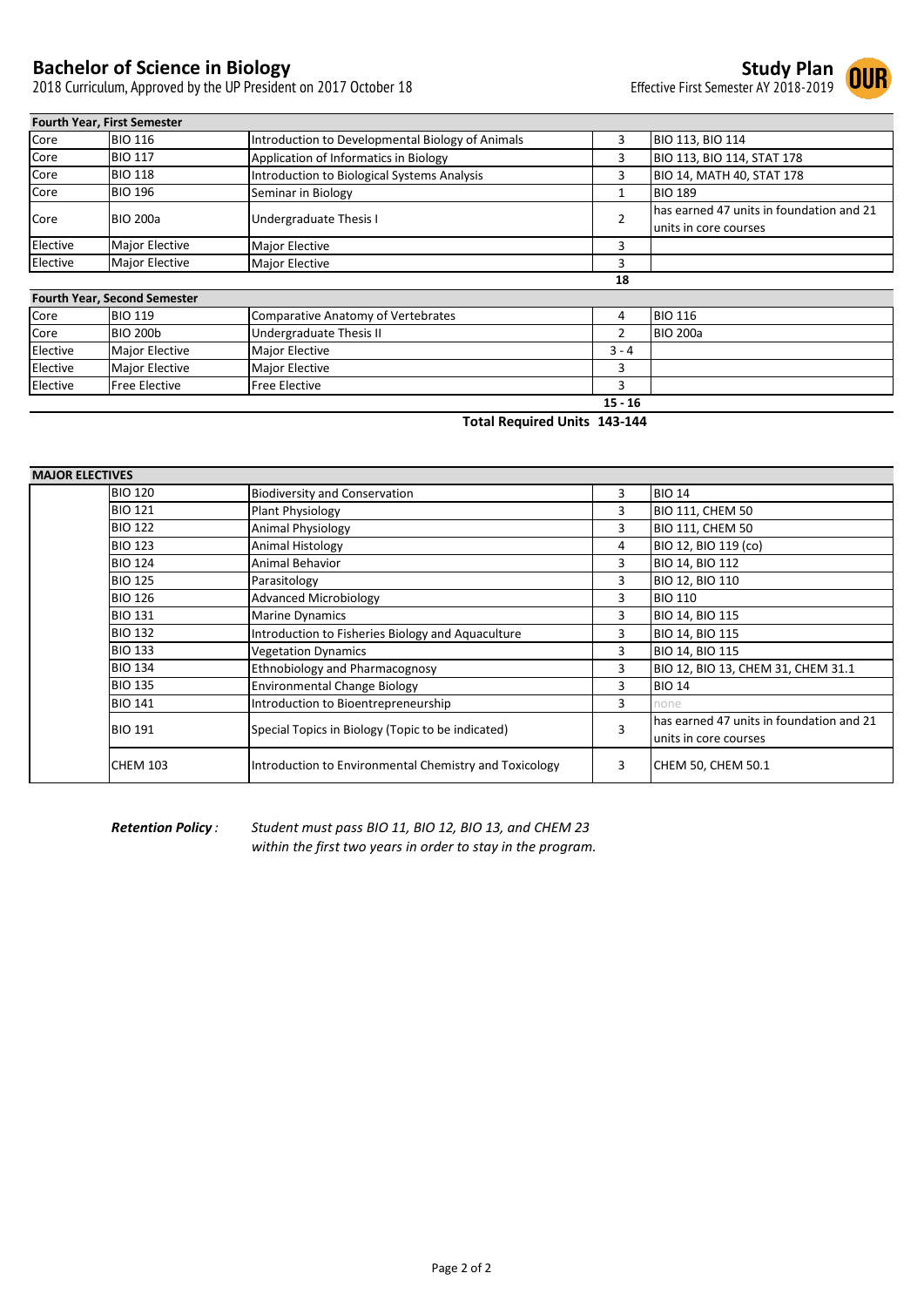# Bachelor of Science in Biology

2018 Curriculum, Approved by the UP President on 2017 October 18

**Study Plan**

Effective First Semester AY 2018-2019

| Fourth Year, First Semester | | | | |
|---|---|---|---|---|
| Core | BIO 116 | Introduction to Developmental Biology of Animals | 3 | BIO 113, BIO 114 |
| Core | BIO 117 | Application of Informatics in Biology | 3 | BIO 113, BIO 114, STAT 178 |
| Core | BIO 118 | Introduction to Biological Systems Analysis | 3 | BIO 14, MATH 40, STAT 178 |
| Core | BIO 196 | Seminar in Biology | 1 | BIO 189 |
| Core | BIO 200a | Undergraduate Thesis I | 2 | has earned 47 units in foundation and 21 units in core courses |
| Elective | Major Elective | Major Elective | 3 | |
| Elective | Major Elective | Major Elective | 3 | |
| | | | **18** | |

| Fourth Year, Second Semester | | | | |
|---|---|---|---|---|
| Core | BIO 119 | Comparative Anatomy of Vertebrates | 4 | BIO 116 |
| Core | BIO 200b | Undergraduate Thesis II | 2 | BIO 200a |
| Elective | Major Elective | Major Elective | 3 - 4 | |
| Elective | Major Elective | Major Elective | 3 | |
| Elective | Free Elective | Free Elective | 3 | |
| | | | **15 - 16** | |

**Total Required Units 143-144**

| MAJOR ELECTIVES | | | | |
|---|---|---|---|---|
| | BIO 120 | Biodiversity and Conservation | 3 | BIO 14 |
| | BIO 121 | Plant Physiology | 3 | BIO 111, CHEM 50 |
| | BIO 122 | Animal Physiology | 3 | BIO 111, CHEM 50 |
| | BIO 123 | Animal Histology | 4 | BIO 12, BIO 119 (co) |
| | BIO 124 | Animal Behavior | 3 | BIO 14, BIO 112 |
| | BIO 125 | Parasitology | 3 | BIO 12, BIO 110 |
| | BIO 126 | Advanced Microbiology | 3 | BIO 110 |
| | BIO 131 | Marine Dynamics | 3 | BIO 14, BIO 115 |
| | BIO 132 | Introduction to Fisheries Biology and Aquaculture | 3 | BIO 14, BIO 115 |
| | BIO 133 | Vegetation Dynamics | 3 | BIO 14, BIO 115 |
| | BIO 134 | Ethnobiology and Pharmacognosy | 3 | BIO 12, BIO 13, CHEM 31, CHEM 31.1 |
| | BIO 135 | Environmental Change Biology | 3 | BIO 14 |
| | BIO 141 | Introduction to Bioentrepreneurship | 3 | none |
| | BIO 191 | Special Topics in Biology (Topic to be indicated) | 3 | has earned 47 units in foundation and 21 units in core courses |
| | CHEM 103 | Introduction to Environmental Chemistry and Toxicology | 3 | CHEM 50, CHEM 50.1 |

***Retention Policy*** *:* *Student must pass BIO 11, BIO 12, BIO 13, and CHEM 23 within the first two years in order to stay in the program.*